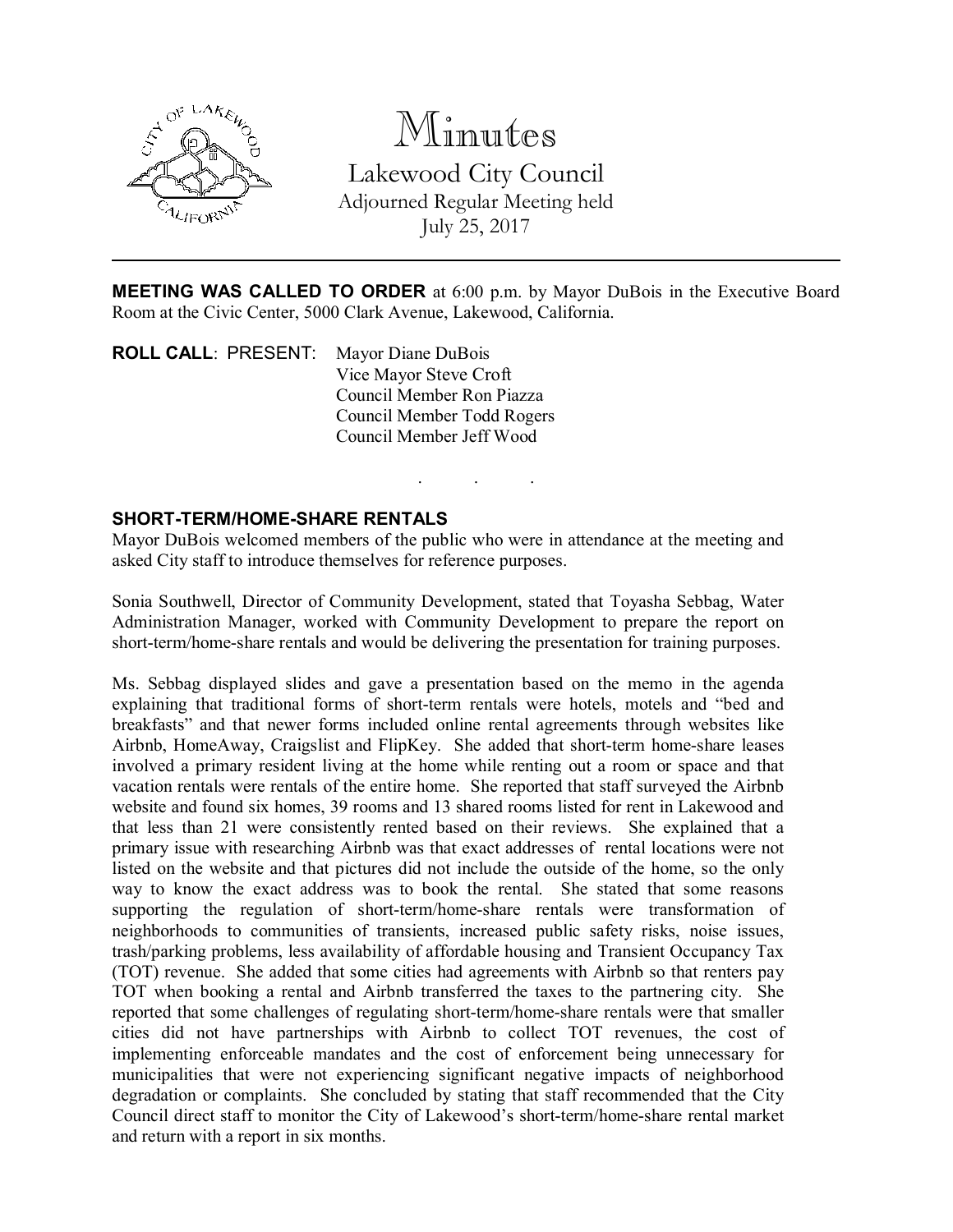# Minutes

## Lakewood City Council

Adjourned Regular Meeting held
July 25, 2017

---

**MEETING WAS CALLED TO ORDER** at 6:00 p.m. by Mayor DuBois in the Executive Board Room at the Civic Center, 5000 Clark Avenue, Lakewood, California.

**ROLL CALL**: PRESENT: Mayor Diane DuBois
Vice Mayor Steve Croft
Council Member Ron Piazza
Council Member Todd Rogers
Council Member Jeff Wood

. . .

**SHORT-TERM/HOME-SHARE RENTALS**

Mayor DuBois welcomed members of the public who were in attendance at the meeting and asked City staff to introduce themselves for reference purposes.

Sonia Southwell, Director of Community Development, stated that Toyasha Sebbag, Water Administration Manager, worked with Community Development to prepare the report on short-term/home-share rentals and would be delivering the presentation for training purposes.

Ms. Sebbag displayed slides and gave a presentation based on the memo in the agenda explaining that traditional forms of short-term rentals were hotels, motels and "bed and breakfasts" and that newer forms included online rental agreements through websites like Airbnb, HomeAway, Craigslist and FlipKey. She added that short-term home-share leases involved a primary resident living at the home while renting out a room or space and that vacation rentals were rentals of the entire home. She reported that staff surveyed the Airbnb website and found six homes, 39 rooms and 13 shared rooms listed for rent in Lakewood and that less than 21 were consistently rented based on their reviews. She explained that a primary issue with researching Airbnb was that exact addresses of rental locations were not listed on the website and that pictures did not include the outside of the home, so the only way to know the exact address was to book the rental. She stated that some reasons supporting the regulation of short-term/home-share rentals were transformation of neighborhoods to communities of transients, increased public safety risks, noise issues, trash/parking problems, less availability of affordable housing and Transient Occupancy Tax (TOT) revenue. She added that some cities had agreements with Airbnb so that renters pay TOT when booking a rental and Airbnb transferred the taxes to the partnering city. She reported that some challenges of regulating short-term/home-share rentals were that smaller cities did not have partnerships with Airbnb to collect TOT revenues, the cost of implementing enforceable mandates and the cost of enforcement being unnecessary for municipalities that were not experiencing significant negative impacts of neighborhood degradation or complaints. She concluded by stating that staff recommended that the City Council direct staff to monitor the City of Lakewood's short-term/home-share rental market and return with a report in six months.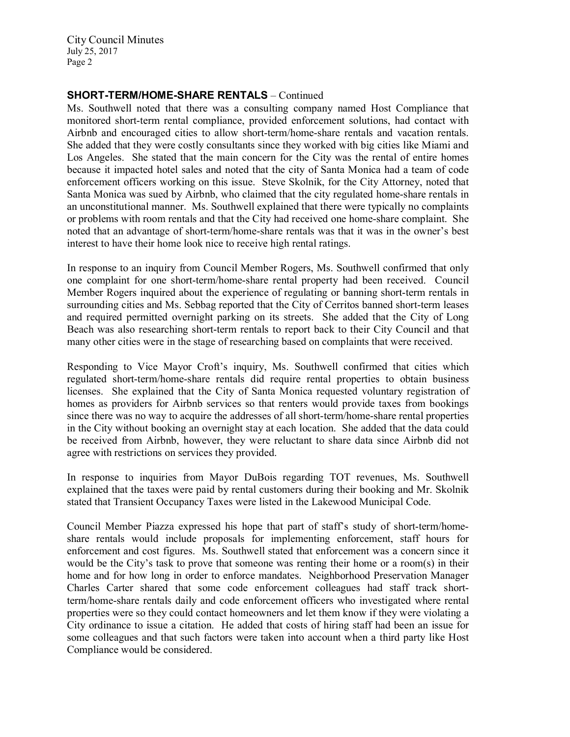## SHORT-TERM/HOME-SHARE RENTALS – Continued

Ms. Southwell noted that there was a consulting company named Host Compliance that monitored short-term rental compliance, provided enforcement solutions, had contact with Airbnb and encouraged cities to allow short-term/home-share rentals and vacation rentals. She added that they were costly consultants since they worked with big cities like Miami and Los Angeles. She stated that the main concern for the City was the rental of entire homes because it impacted hotel sales and noted that the city of Santa Monica had a team of code enforcement officers working on this issue. Steve Skolnik, for the City Attorney, noted that Santa Monica was sued by Airbnb, who claimed that the city regulated home-share rentals in an unconstitutional manner. Ms. Southwell explained that there were typically no complaints or problems with room rentals and that the City had received one home-share complaint. She noted that an advantage of short-term/home-share rentals was that it was in the owner's best interest to have their home look nice to receive high rental ratings.

In response to an inquiry from Council Member Rogers, Ms. Southwell confirmed that only one complaint for one short-term/home-share rental property had been received. Council Member Rogers inquired about the experience of regulating or banning short-term rentals in surrounding cities and Ms. Sebbag reported that the City of Cerritos banned short-term leases and required permitted overnight parking on its streets. She added that the City of Long Beach was also researching short-term rentals to report back to their City Council and that many other cities were in the stage of researching based on complaints that were received.

Responding to Vice Mayor Croft's inquiry, Ms. Southwell confirmed that cities which regulated short-term/home-share rentals did require rental properties to obtain business licenses. She explained that the City of Santa Monica requested voluntary registration of homes as providers for Airbnb services so that renters would provide taxes from bookings since there was no way to acquire the addresses of all short-term/home-share rental properties in the City without booking an overnight stay at each location. She added that the data could be received from Airbnb, however, they were reluctant to share data since Airbnb did not agree with restrictions on services they provided.

In response to inquiries from Mayor DuBois regarding TOT revenues, Ms. Southwell explained that the taxes were paid by rental customers during their booking and Mr. Skolnik stated that Transient Occupancy Taxes were listed in the Lakewood Municipal Code.

Council Member Piazza expressed his hope that part of staff's study of short-term/home-share rentals would include proposals for implementing enforcement, staff hours for enforcement and cost figures. Ms. Southwell stated that enforcement was a concern since it would be the City's task to prove that someone was renting their home or a room(s) in their home and for how long in order to enforce mandates. Neighborhood Preservation Manager Charles Carter shared that some code enforcement colleagues had staff track short-term/home-share rentals daily and code enforcement officers who investigated where rental properties were so they could contact homeowners and let them know if they were violating a City ordinance to issue a citation. He added that costs of hiring staff had been an issue for some colleagues and that such factors were taken into account when a third party like Host Compliance would be considered.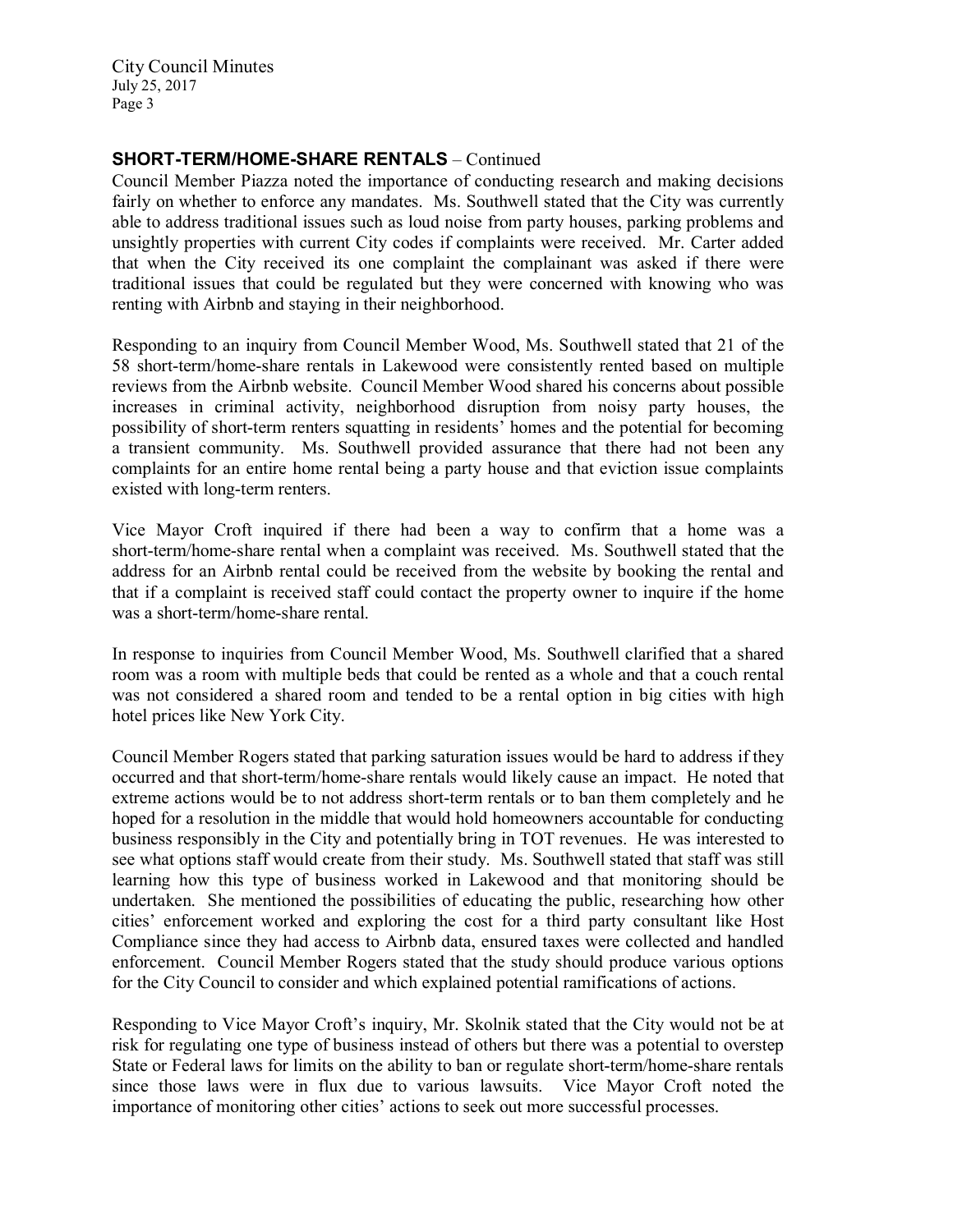## SHORT-TERM/HOME-SHARE RENTALS – Continued

Council Member Piazza noted the importance of conducting research and making decisions fairly on whether to enforce any mandates. Ms. Southwell stated that the City was currently able to address traditional issues such as loud noise from party houses, parking problems and unsightly properties with current City codes if complaints were received. Mr. Carter added that when the City received its one complaint the complainant was asked if there were traditional issues that could be regulated but they were concerned with knowing who was renting with Airbnb and staying in their neighborhood.

Responding to an inquiry from Council Member Wood, Ms. Southwell stated that 21 of the 58 short-term/home-share rentals in Lakewood were consistently rented based on multiple reviews from the Airbnb website. Council Member Wood shared his concerns about possible increases in criminal activity, neighborhood disruption from noisy party houses, the possibility of short-term renters squatting in residents' homes and the potential for becoming a transient community. Ms. Southwell provided assurance that there had not been any complaints for an entire home rental being a party house and that eviction issue complaints existed with long-term renters.

Vice Mayor Croft inquired if there had been a way to confirm that a home was a short-term/home-share rental when a complaint was received. Ms. Southwell stated that the address for an Airbnb rental could be received from the website by booking the rental and that if a complaint is received staff could contact the property owner to inquire if the home was a short-term/home-share rental.

In response to inquiries from Council Member Wood, Ms. Southwell clarified that a shared room was a room with multiple beds that could be rented as a whole and that a couch rental was not considered a shared room and tended to be a rental option in big cities with high hotel prices like New York City.

Council Member Rogers stated that parking saturation issues would be hard to address if they occurred and that short-term/home-share rentals would likely cause an impact. He noted that extreme actions would be to not address short-term rentals or to ban them completely and he hoped for a resolution in the middle that would hold homeowners accountable for conducting business responsibly in the City and potentially bring in TOT revenues. He was interested to see what options staff would create from their study. Ms. Southwell stated that staff was still learning how this type of business worked in Lakewood and that monitoring should be undertaken. She mentioned the possibilities of educating the public, researching how other cities' enforcement worked and exploring the cost for a third party consultant like Host Compliance since they had access to Airbnb data, ensured taxes were collected and handled enforcement. Council Member Rogers stated that the study should produce various options for the City Council to consider and which explained potential ramifications of actions.

Responding to Vice Mayor Croft's inquiry, Mr. Skolnik stated that the City would not be at risk for regulating one type of business instead of others but there was a potential to overstep State or Federal laws for limits on the ability to ban or regulate short-term/home-share rentals since those laws were in flux due to various lawsuits. Vice Mayor Croft noted the importance of monitoring other cities' actions to seek out more successful processes.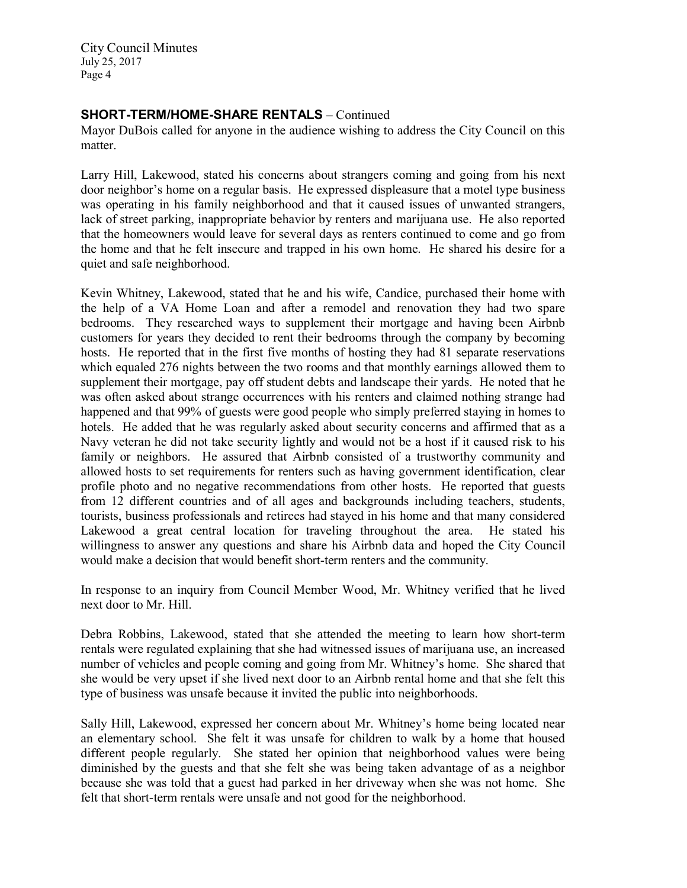## SHORT-TERM/HOME-SHARE RENTALS – Continued

Mayor DuBois called for anyone in the audience wishing to address the City Council on this matter.

Larry Hill, Lakewood, stated his concerns about strangers coming and going from his next door neighbor's home on a regular basis. He expressed displeasure that a motel type business was operating in his family neighborhood and that it caused issues of unwanted strangers, lack of street parking, inappropriate behavior by renters and marijuana use. He also reported that the homeowners would leave for several days as renters continued to come and go from the home and that he felt insecure and trapped in his own home. He shared his desire for a quiet and safe neighborhood.

Kevin Whitney, Lakewood, stated that he and his wife, Candice, purchased their home with the help of a VA Home Loan and after a remodel and renovation they had two spare bedrooms. They researched ways to supplement their mortgage and having been Airbnb customers for years they decided to rent their bedrooms through the company by becoming hosts. He reported that in the first five months of hosting they had 81 separate reservations which equaled 276 nights between the two rooms and that monthly earnings allowed them to supplement their mortgage, pay off student debts and landscape their yards. He noted that he was often asked about strange occurrences with his renters and claimed nothing strange had happened and that 99% of guests were good people who simply preferred staying in homes to hotels. He added that he was regularly asked about security concerns and affirmed that as a Navy veteran he did not take security lightly and would not be a host if it caused risk to his family or neighbors. He assured that Airbnb consisted of a trustworthy community and allowed hosts to set requirements for renters such as having government identification, clear profile photo and no negative recommendations from other hosts. He reported that guests from 12 different countries and of all ages and backgrounds including teachers, students, tourists, business professionals and retirees had stayed in his home and that many considered Lakewood a great central location for traveling throughout the area. He stated his willingness to answer any questions and share his Airbnb data and hoped the City Council would make a decision that would benefit short-term renters and the community.

In response to an inquiry from Council Member Wood, Mr. Whitney verified that he lived next door to Mr. Hill.

Debra Robbins, Lakewood, stated that she attended the meeting to learn how short-term rentals were regulated explaining that she had witnessed issues of marijuana use, an increased number of vehicles and people coming and going from Mr. Whitney's home. She shared that she would be very upset if she lived next door to an Airbnb rental home and that she felt this type of business was unsafe because it invited the public into neighborhoods.

Sally Hill, Lakewood, expressed her concern about Mr. Whitney's home being located near an elementary school. She felt it was unsafe for children to walk by a home that housed different people regularly. She stated her opinion that neighborhood values were being diminished by the guests and that she felt she was being taken advantage of as a neighbor because she was told that a guest had parked in her driveway when she was not home. She felt that short-term rentals were unsafe and not good for the neighborhood.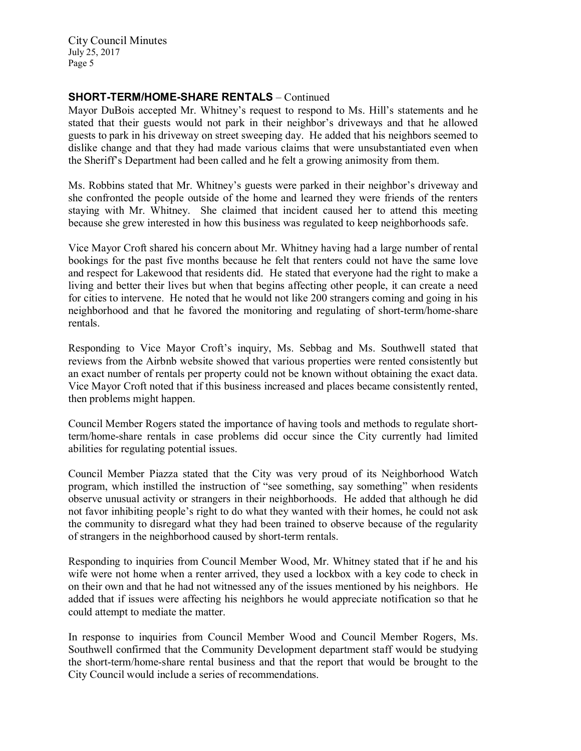**SHORT-TERM/HOME-SHARE RENTALS** – Continued

Mayor DuBois accepted Mr. Whitney's request to respond to Ms. Hill's statements and he stated that their guests would not park in their neighbor's driveways and that he allowed guests to park in his driveway on street sweeping day. He added that his neighbors seemed to dislike change and that they had made various claims that were unsubstantiated even when the Sheriff's Department had been called and he felt a growing animosity from them.

Ms. Robbins stated that Mr. Whitney's guests were parked in their neighbor's driveway and she confronted the people outside of the home and learned they were friends of the renters staying with Mr. Whitney. She claimed that incident caused her to attend this meeting because she grew interested in how this business was regulated to keep neighborhoods safe.

Vice Mayor Croft shared his concern about Mr. Whitney having had a large number of rental bookings for the past five months because he felt that renters could not have the same love and respect for Lakewood that residents did. He stated that everyone had the right to make a living and better their lives but when that begins affecting other people, it can create a need for cities to intervene. He noted that he would not like 200 strangers coming and going in his neighborhood and that he favored the monitoring and regulating of short-term/home-share rentals.

Responding to Vice Mayor Croft's inquiry, Ms. Sebbag and Ms. Southwell stated that reviews from the Airbnb website showed that various properties were rented consistently but an exact number of rentals per property could not be known without obtaining the exact data. Vice Mayor Croft noted that if this business increased and places became consistently rented, then problems might happen.

Council Member Rogers stated the importance of having tools and methods to regulate short-term/home-share rentals in case problems did occur since the City currently had limited abilities for regulating potential issues.

Council Member Piazza stated that the City was very proud of its Neighborhood Watch program, which instilled the instruction of "see something, say something" when residents observe unusual activity or strangers in their neighborhoods. He added that although he did not favor inhibiting people's right to do what they wanted with their homes, he could not ask the community to disregard what they had been trained to observe because of the regularity of strangers in the neighborhood caused by short-term rentals.

Responding to inquiries from Council Member Wood, Mr. Whitney stated that if he and his wife were not home when a renter arrived, they used a lockbox with a key code to check in on their own and that he had not witnessed any of the issues mentioned by his neighbors. He added that if issues were affecting his neighbors he would appreciate notification so that he could attempt to mediate the matter.

In response to inquiries from Council Member Wood and Council Member Rogers, Ms. Southwell confirmed that the Community Development department staff would be studying the short-term/home-share rental business and that the report that would be brought to the City Council would include a series of recommendations.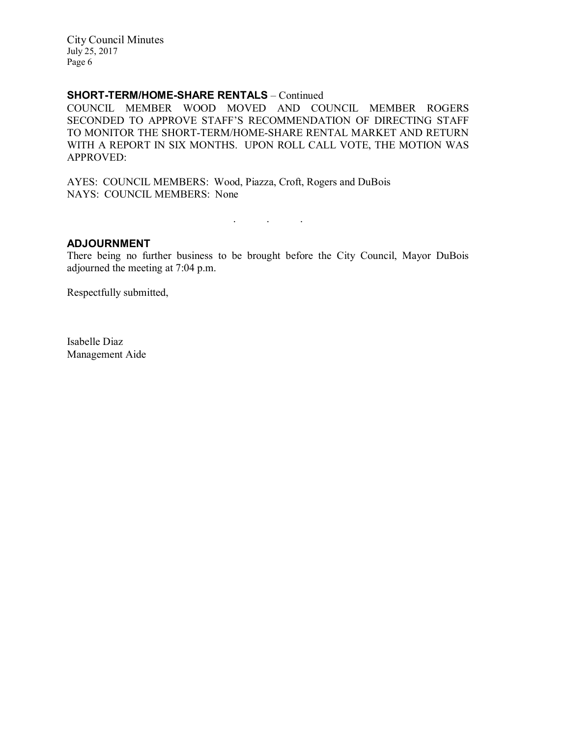## SHORT-TERM/HOME-SHARE RENTALS – Continued

COUNCIL MEMBER WOOD MOVED AND COUNCIL MEMBER ROGERS SECONDED TO APPROVE STAFF'S RECOMMENDATION OF DIRECTING STAFF TO MONITOR THE SHORT-TERM/HOME-SHARE RENTAL MARKET AND RETURN WITH A REPORT IN SIX MONTHS. UPON ROLL CALL VOTE, THE MOTION WAS APPROVED:

AYES: COUNCIL MEMBERS: Wood, Piazza, Croft, Rogers and DuBois
NAYS: COUNCIL MEMBERS: None

. . .

## ADJOURNMENT

There being no further business to be brought before the City Council, Mayor DuBois adjourned the meeting at 7:04 p.m.

Respectfully submitted,

Isabelle Diaz
Management Aide